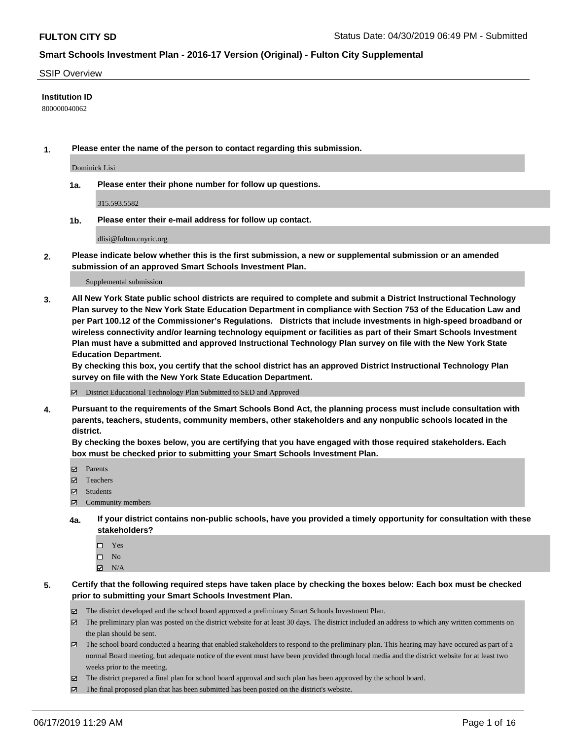**FULTON CITY SD**

Status Date: 04/30/2019 06:49 PM - Submitted

## Smart Schools Investment Plan - 2016-17 Version (Original) - Fulton City Supplemental

SSIP Overview

**Institution ID**

800000040062

**1. Please enter the name of the person to contact regarding this submission.**

Dominick Lisi

**1a. Please enter their phone number for follow up questions.**

315.593.5582

**1b. Please enter their e-mail address for follow up contact.**

dlisi@fulton.cnyric.org

**2. Please indicate below whether this is the first submission, a new or supplemental submission or an amended submission of an approved Smart Schools Investment Plan.**

Supplemental submission

**3. All New York State public school districts are required to complete and submit a District Instructional Technology Plan survey to the New York State Education Department in compliance with Section 753 of the Education Law and per Part 100.12 of the Commissioner's Regulations. Districts that include investments in high-speed broadband or wireless connectivity and/or learning technology equipment or facilities as part of their Smart Schools Investment Plan must have a submitted and approved Instructional Technology Plan survey on file with the New York State Education Department.**
**By checking this box, you certify that the school district has an approved District Instructional Technology Plan survey on file with the New York State Education Department.**

- [x] District Educational Technology Plan Submitted to SED and Approved

**4. Pursuant to the requirements of the Smart Schools Bond Act, the planning process must include consultation with parents, teachers, students, community members, other stakeholders and any nonpublic schools located in the district.**
**By checking the boxes below, you are certifying that you have engaged with those required stakeholders. Each box must be checked prior to submitting your Smart Schools Investment Plan.**

- [x] Parents
- [x] Teachers
- [x] Students
- [x] Community members

**4a. If your district contains non-public schools, have you provided a timely opportunity for consultation with these stakeholders?**

- [ ] Yes
- [ ] No
- [x] N/A

**5. Certify that the following required steps have taken place by checking the boxes below: Each box must be checked prior to submitting your Smart Schools Investment Plan.**

- [x] The district developed and the school board approved a preliminary Smart Schools Investment Plan.
- [x] The preliminary plan was posted on the district website for at least 30 days. The district included an address to which any written comments on the plan should be sent.
- [x] The school board conducted a hearing that enabled stakeholders to respond to the preliminary plan. This hearing may have occured as part of a normal Board meeting, but adequate notice of the event must have been provided through local media and the district website for at least two weeks prior to the meeting.
- [x] The district prepared a final plan for school board approval and such plan has been approved by the school board.
- [x] The final proposed plan that has been submitted has been posted on the district's website.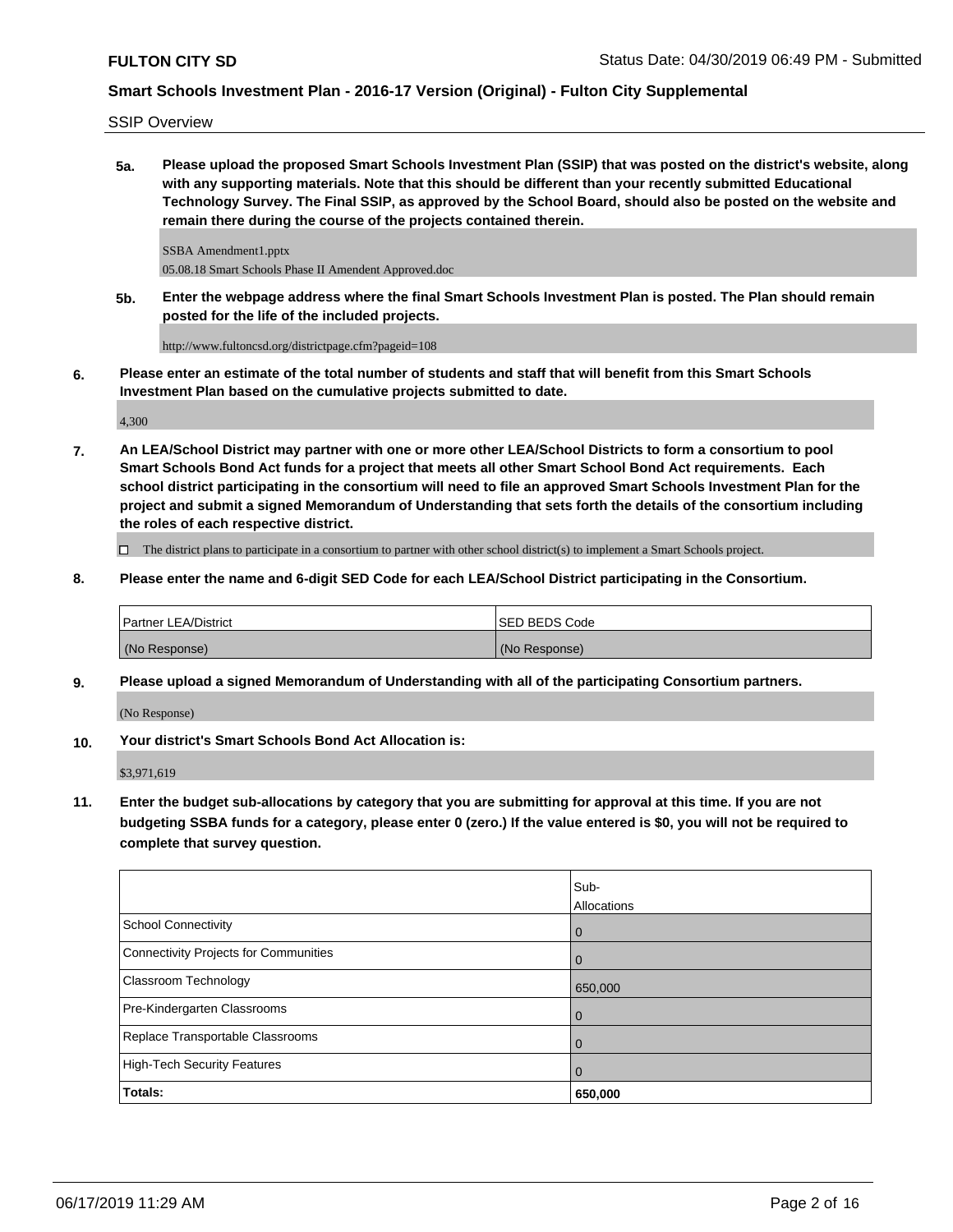SSIP Overview

**5a. Please upload the proposed Smart Schools Investment Plan (SSIP) that was posted on the district's website, along with any supporting materials. Note that this should be different than your recently submitted Educational Technology Survey. The Final SSIP, as approved by the School Board, should also be posted on the website and remain there during the course of the projects contained therein.**

SSBA Amendment1.pptx
05.08.18 Smart Schools Phase II Amendent Approved.doc

**5b. Enter the webpage address where the final Smart Schools Investment Plan is posted. The Plan should remain posted for the life of the included projects.**

http://www.fultoncsd.org/districtpage.cfm?pageid=108

**6. Please enter an estimate of the total number of students and staff that will benefit from this Smart Schools Investment Plan based on the cumulative projects submitted to date.**

4,300

**7. An LEA/School District may partner with one or more other LEA/School Districts to form a consortium to pool Smart Schools Bond Act funds for a project that meets all other Smart School Bond Act requirements. Each school district participating in the consortium will need to file an approved Smart Schools Investment Plan for the project and submit a signed Memorandum of Understanding that sets forth the details of the consortium including the roles of each respective district.**

☐ The district plans to participate in a consortium to partner with other school district(s) to implement a Smart Schools project.

**8. Please enter the name and 6-digit SED Code for each LEA/School District participating in the Consortium.**

| Partner LEA/District | SED BEDS Code |
|---|---|
| (No Response) | (No Response) |

**9. Please upload a signed Memorandum of Understanding with all of the participating Consortium partners.**

(No Response)

**10. Your district's Smart Schools Bond Act Allocation is:**

$3,971,619

**11. Enter the budget sub-allocations by category that you are submitting for approval at this time. If you are not budgeting SSBA funds for a category, please enter 0 (zero.) If the value entered is $0, you will not be required to complete that survey question.**

| | Sub-Allocations |
|---|---|
| School Connectivity | 0 |
| Connectivity Projects for Communities | 0 |
| Classroom Technology | 650,000 |
| Pre-Kindergarten Classrooms | 0 |
| Replace Transportable Classrooms | 0 |
| High-Tech Security Features | 0 |
| **Totals:** | **650,000** |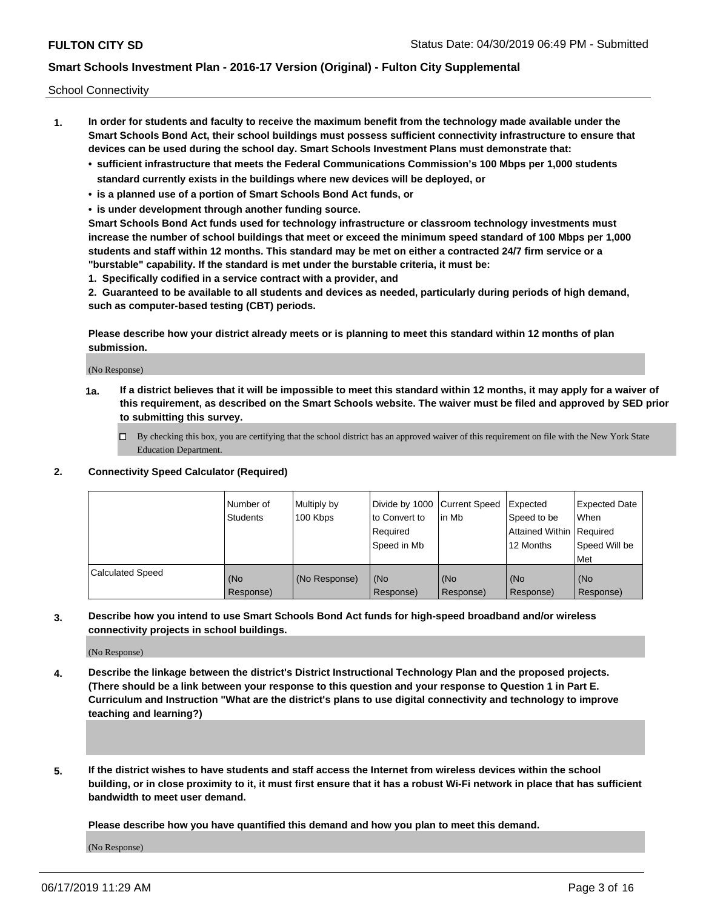School Connectivity

1. **In order for students and faculty to receive the maximum benefit from the technology made available under the Smart Schools Bond Act, their school buildings must possess sufficient connectivity infrastructure to ensure that devices can be used during the school day. Smart Schools Investment Plans must demonstrate that:**
   - **sufficient infrastructure that meets the Federal Communications Commission's 100 Mbps per 1,000 students standard currently exists in the buildings where new devices will be deployed, or**
   - **is a planned use of a portion of Smart Schools Bond Act funds, or**
   - **is under development through another funding source.**

   **Smart Schools Bond Act funds used for technology infrastructure or classroom technology investments must increase the number of school buildings that meet or exceed the minimum speed standard of 100 Mbps per 1,000 students and staff within 12 months. This standard may be met on either a contracted 24/7 firm service or a "burstable" capability. If the standard is met under the burstable criteria, it must be:**

   **1. Specifically codified in a service contract with a provider, and**

   **2. Guaranteed to be available to all students and devices as needed, particularly during periods of high demand, such as computer-based testing (CBT) periods.**

   **Please describe how your district already meets or is planning to meet this standard within 12 months of plan submission.**

   (No Response)

   **1a. If a district believes that it will be impossible to meet this standard within 12 months, it may apply for a waiver of this requirement, as described on the Smart Schools website. The waiver must be filed and approved by SED prior to submitting this survey.**

   ☐ By checking this box, you are certifying that the school district has an approved waiver of this requirement on file with the New York State Education Department.

2. **Connectivity Speed Calculator (Required)**

| | Number of Students | Multiply by 100 Kbps | Divide by 1000 to Convert to Required Speed in Mb | Current Speed in Mb | Expected Speed to be Attained Within 12 Months | Expected Date When Required Speed Will be Met |
|---|---|---|---|---|---|---|
| Calculated Speed | (No Response) | (No Response) | (No Response) | (No Response) | (No Response) | (No Response) |

3. **Describe how you intend to use Smart Schools Bond Act funds for high-speed broadband and/or wireless connectivity projects in school buildings.**

   (No Response)

4. **Describe the linkage between the district's District Instructional Technology Plan and the proposed projects. (There should be a link between your response to this question and your response to Question 1 in Part E. Curriculum and Instruction "What are the district's plans to use digital connectivity and technology to improve teaching and learning?)**

5. **If the district wishes to have students and staff access the Internet from wireless devices within the school building, or in close proximity to it, it must first ensure that it has a robust Wi-Fi network in place that has sufficient bandwidth to meet user demand.**

   **Please describe how you have quantified this demand and how you plan to meet this demand.**

   (No Response)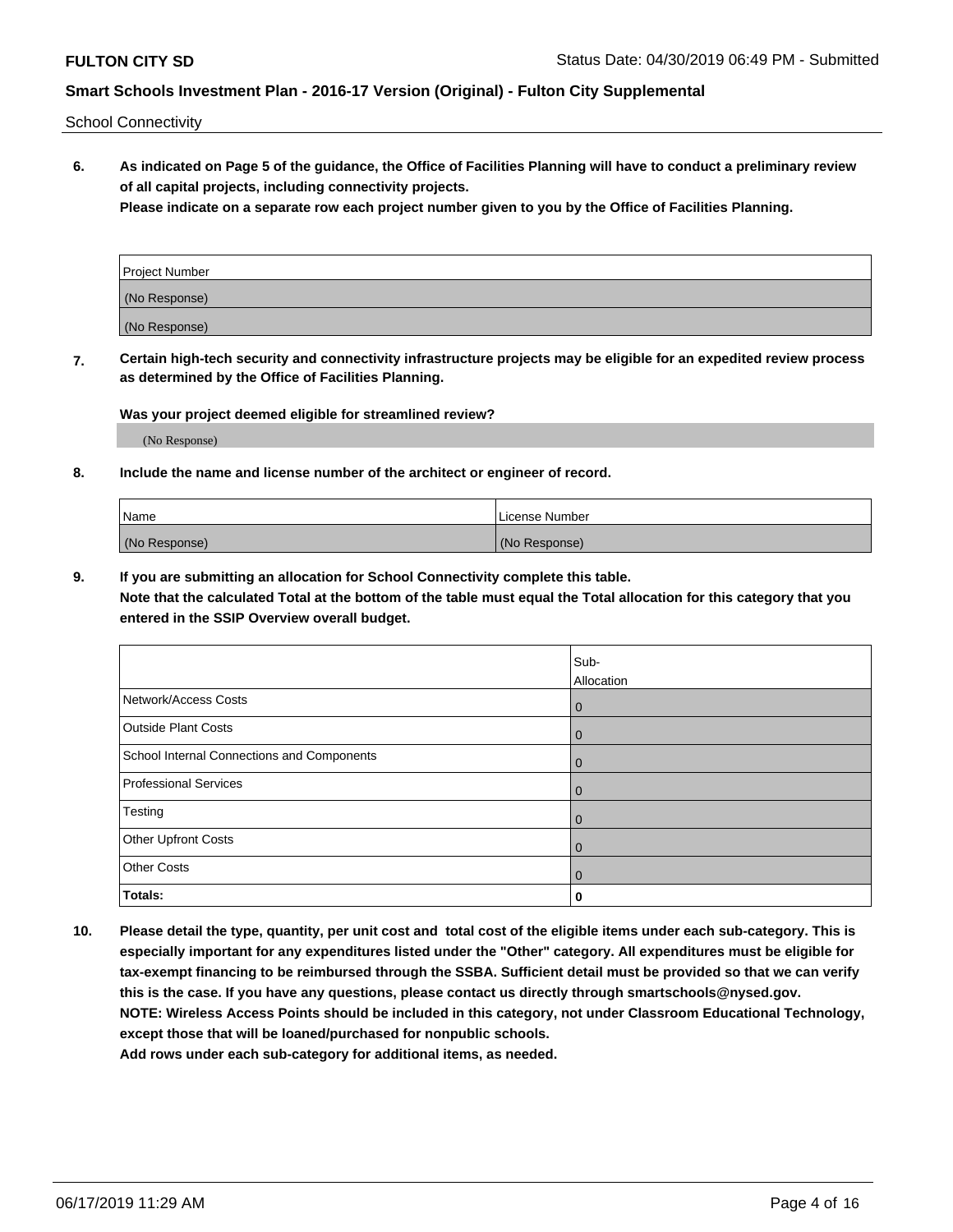School Connectivity

**6. As indicated on Page 5 of the guidance, the Office of Facilities Planning will have to conduct a preliminary review of all capital projects, including connectivity projects.**
**Please indicate on a separate row each project number given to you by the Office of Facilities Planning.**

| Project Number |
| --- |
| (No Response) |
| (No Response) |

**7. Certain high-tech security and connectivity infrastructure projects may be eligible for an expedited review process as determined by the Office of Facilities Planning.**

**Was your project deemed eligible for streamlined review?**

(No Response)

**8. Include the name and license number of the architect or engineer of record.**

| Name | License Number |
| --- | --- |
| (No Response) | (No Response) |

**9. If you are submitting an allocation for School Connectivity complete this table.**
**Note that the calculated Total at the bottom of the table must equal the Total allocation for this category that you entered in the SSIP Overview overall budget.**

| | Sub-Allocation |
| --- | --- |
| Network/Access Costs | 0 |
| Outside Plant Costs | 0 |
| School Internal Connections and Components | 0 |
| Professional Services | 0 |
| Testing | 0 |
| Other Upfront Costs | 0 |
| Other Costs | 0 |
| **Totals:** | **0** |

**10. Please detail the type, quantity, per unit cost and total cost of the eligible items under each sub-category. This is especially important for any expenditures listed under the "Other" category. All expenditures must be eligible for tax-exempt financing to be reimbursed through the SSBA. Sufficient detail must be provided so that we can verify this is the case. If you have any questions, please contact us directly through smartschools@nysed.gov.**
**NOTE: Wireless Access Points should be included in this category, not under Classroom Educational Technology, except those that will be loaned/purchased for nonpublic schools.**
**Add rows under each sub-category for additional items, as needed.**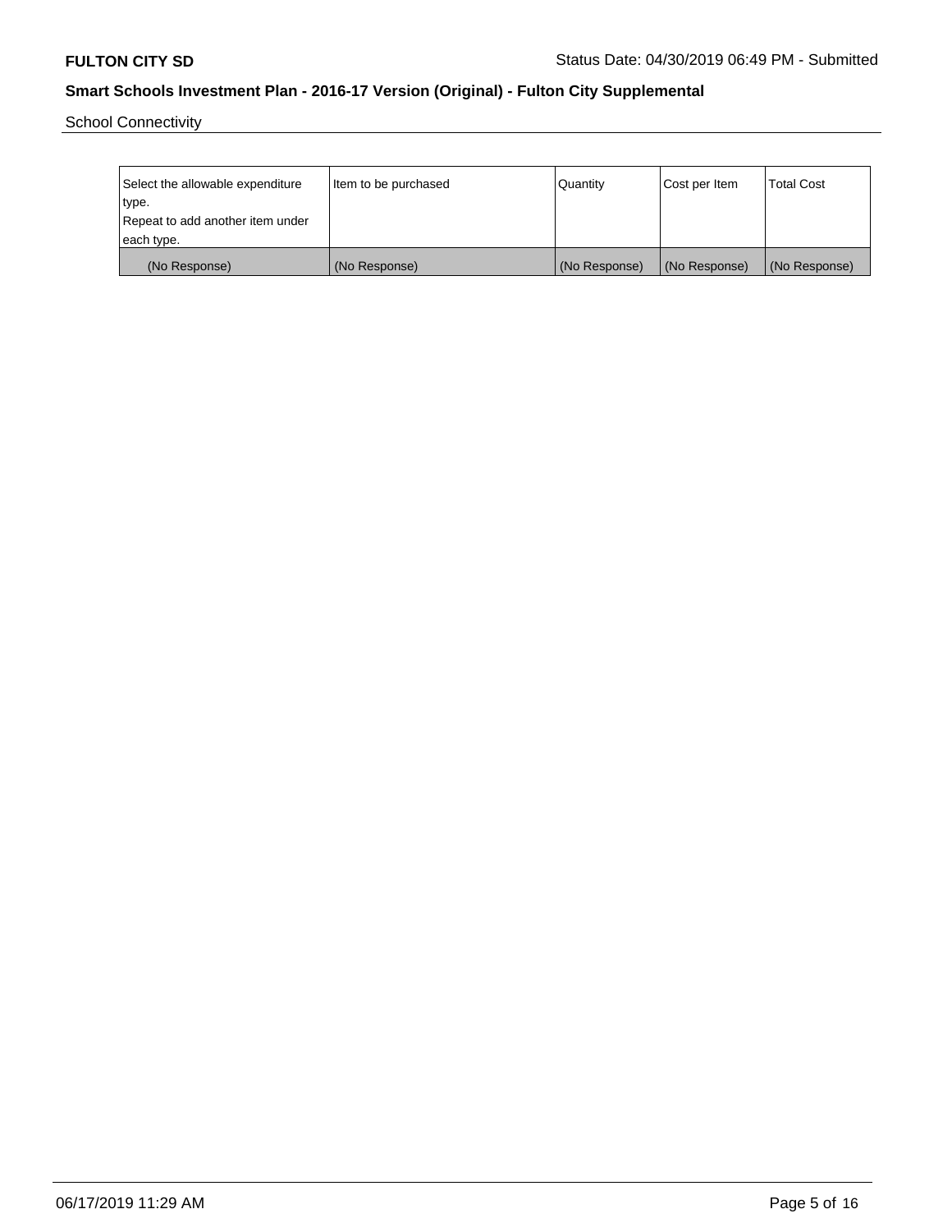School Connectivity

| Select the allowable expenditure type. Repeat to add another item under each type. | Item to be purchased | Quantity | Cost per Item | Total Cost |
| --- | --- | --- | --- | --- |
| (No Response) | (No Response) | (No Response) | (No Response) | (No Response) |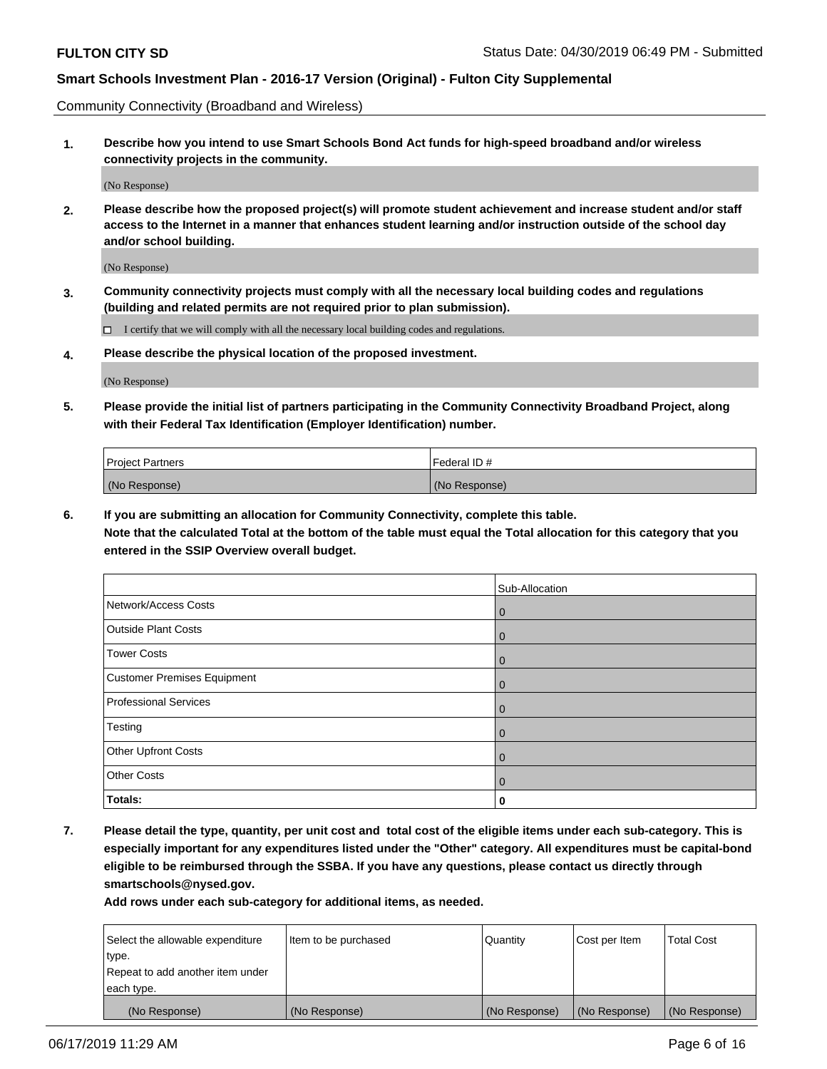Community Connectivity (Broadband and Wireless)

1. **Describe how you intend to use Smart Schools Bond Act funds for high-speed broadband and/or wireless connectivity projects in the community.**

(No Response)

2. **Please describe how the proposed project(s) will promote student achievement and increase student and/or staff access to the Internet in a manner that enhances student learning and/or instruction outside of the school day and/or school building.**

(No Response)

3. **Community connectivity projects must comply with all the necessary local building codes and regulations (building and related permits are not required prior to plan submission).**

☐ I certify that we will comply with all the necessary local building codes and regulations.

4. **Please describe the physical location of the proposed investment.**

(No Response)

5. **Please provide the initial list of partners participating in the Community Connectivity Broadband Project, along with their Federal Tax Identification (Employer Identification) number.**

| Project Partners | Federal ID # |
|---|---|
| (No Response) | (No Response) |

6. **If you are submitting an allocation for Community Connectivity, complete this table.**
**Note that the calculated Total at the bottom of the table must equal the Total allocation for this category that you entered in the SSIP Overview overall budget.**

| | Sub-Allocation |
|---|---|
| Network/Access Costs | 0 |
| Outside Plant Costs | 0 |
| Tower Costs | 0 |
| Customer Premises Equipment | 0 |
| Professional Services | 0 |
| Testing | 0 |
| Other Upfront Costs | 0 |
| Other Costs | 0 |
| **Totals:** | **0** |

7. **Please detail the type, quantity, per unit cost and total cost of the eligible items under each sub-category. This is especially important for any expenditures listed under the "Other" category. All expenditures must be capital-bond eligible to be reimbursed through the SSBA. If you have any questions, please contact us directly through smartschools@nysed.gov.**

**Add rows under each sub-category for additional items, as needed.**

| Select the allowable expenditure type. Repeat to add another item under each type. | Item to be purchased | Quantity | Cost per Item | Total Cost |
|---|---|---|---|---|
| (No Response) | (No Response) | (No Response) | (No Response) | (No Response) |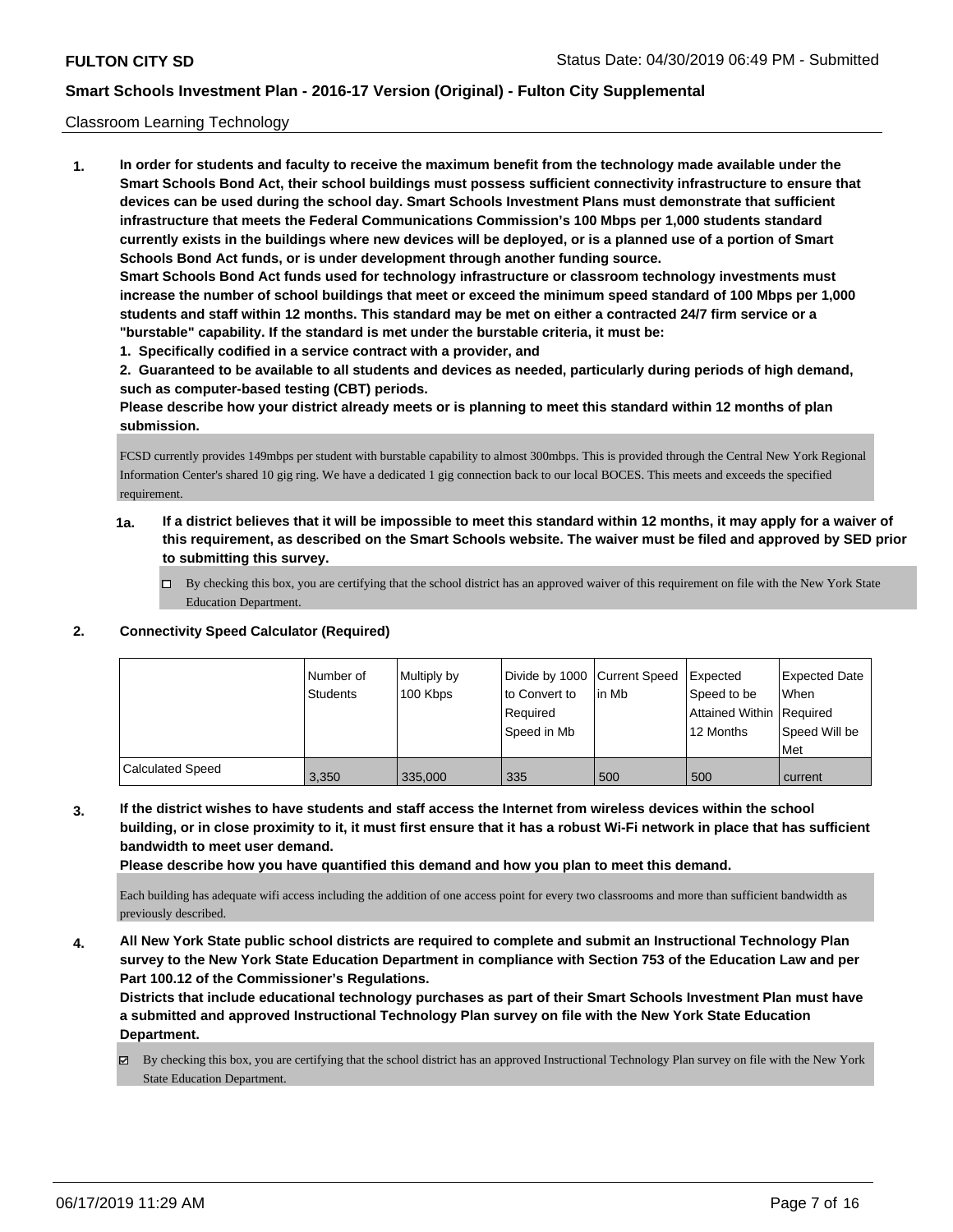Classroom Learning Technology

**1. In order for students and faculty to receive the maximum benefit from the technology made available under the Smart Schools Bond Act, their school buildings must possess sufficient connectivity infrastructure to ensure that devices can be used during the school day. Smart Schools Investment Plans must demonstrate that sufficient infrastructure that meets the Federal Communications Commission's 100 Mbps per 1,000 students standard currently exists in the buildings where new devices will be deployed, or is a planned use of a portion of Smart Schools Bond Act funds, or is under development through another funding source.**

**Smart Schools Bond Act funds used for technology infrastructure or classroom technology investments must increase the number of school buildings that meet or exceed the minimum speed standard of 100 Mbps per 1,000 students and staff within 12 months. This standard may be met on either a contracted 24/7 firm service or a "burstable" capability. If the standard is met under the burstable criteria, it must be:**

**1. Specifically codified in a service contract with a provider, and**

**2. Guaranteed to be available to all students and devices as needed, particularly during periods of high demand, such as computer-based testing (CBT) periods.**

**Please describe how your district already meets or is planning to meet this standard within 12 months of plan submission.**

FCSD currently provides 149mbps per student with burstable capability to almost 300mbps. This is provided through the Central New York Regional Information Center's shared 10 gig ring. We have a dedicated 1 gig connection back to our local BOCES. This meets and exceeds the specified requirement.

**1a. If a district believes that it will be impossible to meet this standard within 12 months, it may apply for a waiver of this requirement, as described on the Smart Schools website. The waiver must be filed and approved by SED prior to submitting this survey.**

☐ By checking this box, you are certifying that the school district has an approved waiver of this requirement on file with the New York State Education Department.

**2. Connectivity Speed Calculator (Required)**

| | Number of Students | Multiply by 100 Kbps | Divide by 1000 to Convert to Required Speed in Mb | Current Speed in Mb | Expected Speed to be Attained Within 12 Months | Expected Date When Required Speed Will be Met |
|---|---|---|---|---|---|---|
| Calculated Speed | 3,350 | 335,000 | 335 | 500 | 500 | current |

**3. If the district wishes to have students and staff access the Internet from wireless devices within the school building, or in close proximity to it, it must first ensure that it has a robust Wi-Fi network in place that has sufficient bandwidth to meet user demand.**

**Please describe how you have quantified this demand and how you plan to meet this demand.**

Each building has adequate wifi access including the addition of one access point for every two classrooms and more than sufficient bandwidth as previously described.

**4. All New York State public school districts are required to complete and submit an Instructional Technology Plan survey to the New York State Education Department in compliance with Section 753 of the Education Law and per Part 100.12 of the Commissioner's Regulations.**

**Districts that include educational technology purchases as part of their Smart Schools Investment Plan must have a submitted and approved Instructional Technology Plan survey on file with the New York State Education Department.**

☑ By checking this box, you are certifying that the school district has an approved Instructional Technology Plan survey on file with the New York State Education Department.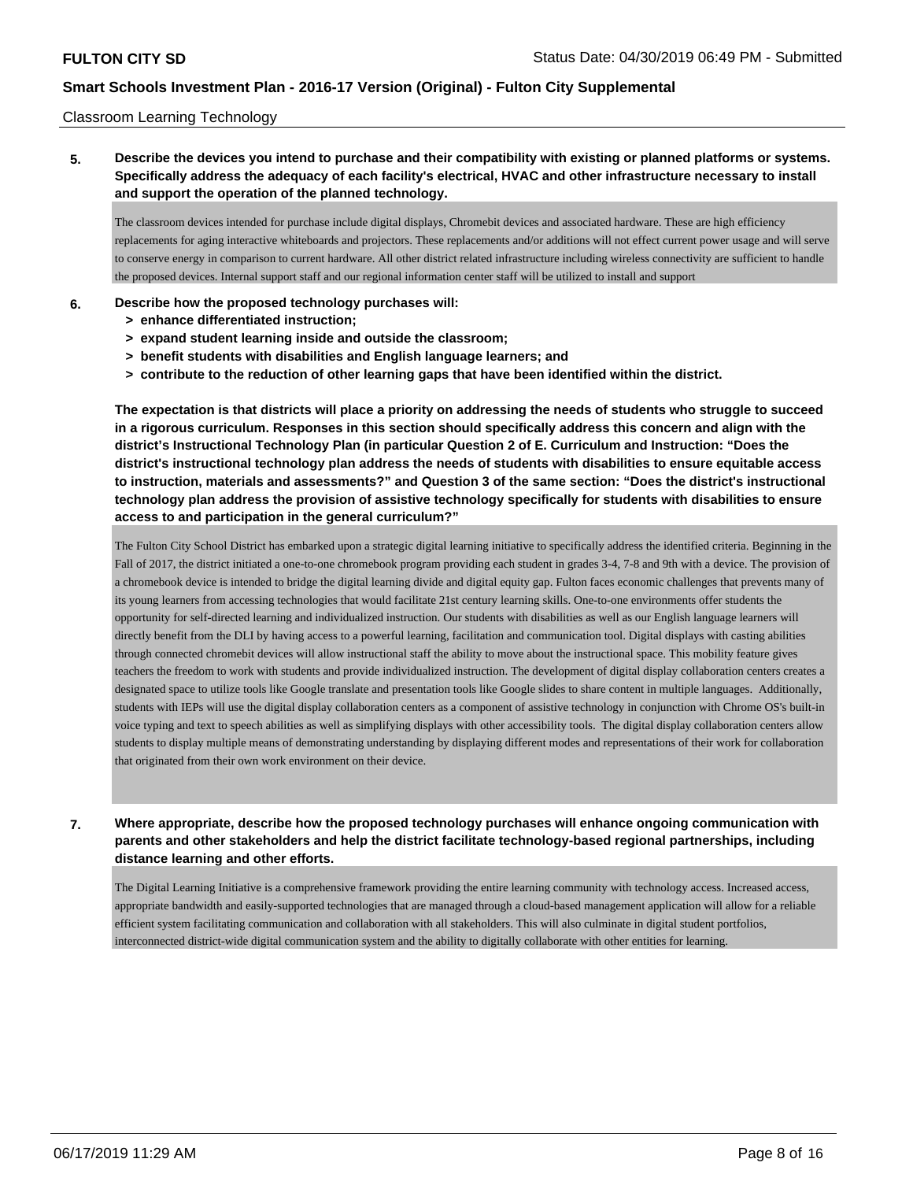Classroom Learning Technology

**5. Describe the devices you intend to purchase and their compatibility with existing or planned platforms or systems. Specifically address the adequacy of each facility's electrical, HVAC and other infrastructure necessary to install and support the operation of the planned technology.**

The classroom devices intended for purchase include digital displays, Chromebit devices and associated hardware. These are high efficiency replacements for aging interactive whiteboards and projectors. These replacements and/or additions will not effect current power usage and will serve to conserve energy in comparison to current hardware. All other district related infrastructure including wireless connectivity are sufficient to handle the proposed devices. Internal support staff and our regional information center staff will be utilized to install and support

**6. Describe how the proposed technology purchases will:**
- **> enhance differentiated instruction;**
- **> expand student learning inside and outside the classroom;**
- **> benefit students with disabilities and English language learners; and**
- **> contribute to the reduction of other learning gaps that have been identified within the district.**

**The expectation is that districts will place a priority on addressing the needs of students who struggle to succeed in a rigorous curriculum. Responses in this section should specifically address this concern and align with the district's Instructional Technology Plan (in particular Question 2 of E. Curriculum and Instruction: "Does the district's instructional technology plan address the needs of students with disabilities to ensure equitable access to instruction, materials and assessments?" and Question 3 of the same section: "Does the district's instructional technology plan address the provision of assistive technology specifically for students with disabilities to ensure access to and participation in the general curriculum?"**

The Fulton City School District has embarked upon a strategic digital learning initiative to specifically address the identified criteria. Beginning in the Fall of 2017, the district initiated a one-to-one chromebook program providing each student in grades 3-4, 7-8 and 9th with a device. The provision of a chromebook device is intended to bridge the digital learning divide and digital equity gap. Fulton faces economic challenges that prevents many of its young learners from accessing technologies that would facilitate 21st century learning skills. One-to-one environments offer students the opportunity for self-directed learning and individualized instruction. Our students with disabilities as well as our English language learners will directly benefit from the DLI by having access to a powerful learning, facilitation and communication tool. Digital displays with casting abilities through connected chromebit devices will allow instructional staff the ability to move about the instructional space. This mobility feature gives teachers the freedom to work with students and provide individualized instruction. The development of digital display collaboration centers creates a designated space to utilize tools like Google translate and presentation tools like Google slides to share content in multiple languages. Additionally, students with IEPs will use the digital display collaboration centers as a component of assistive technology in conjunction with Chrome OS's built-in voice typing and text to speech abilities as well as simplifying displays with other accessibility tools. The digital display collaboration centers allow students to display multiple means of demonstrating understanding by displaying different modes and representations of their work for collaboration that originated from their own work environment on their device.

**7. Where appropriate, describe how the proposed technology purchases will enhance ongoing communication with parents and other stakeholders and help the district facilitate technology-based regional partnerships, including distance learning and other efforts.**

The Digital Learning Initiative is a comprehensive framework providing the entire learning community with technology access. Increased access, appropriate bandwidth and easily-supported technologies that are managed through a cloud-based management application will allow for a reliable efficient system facilitating communication and collaboration with all stakeholders. This will also culminate in digital student portfolios, interconnected district-wide digital communication system and the ability to digitally collaborate with other entities for learning.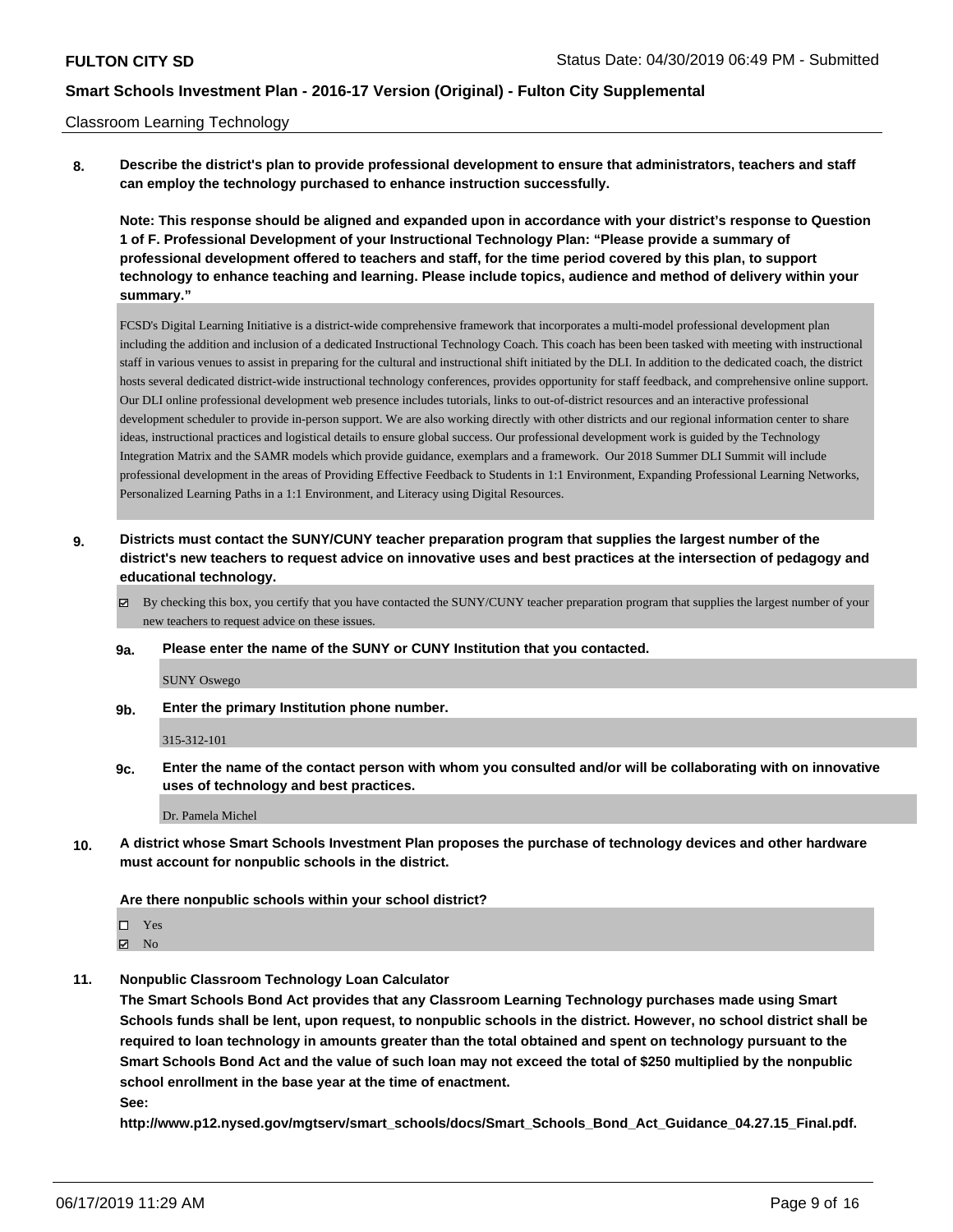Classroom Learning Technology

**8. Describe the district's plan to provide professional development to ensure that administrators, teachers and staff can employ the technology purchased to enhance instruction successfully.**

**Note: This response should be aligned and expanded upon in accordance with your district's response to Question 1 of F. Professional Development of your Instructional Technology Plan: "Please provide a summary of professional development offered to teachers and staff, for the time period covered by this plan, to support technology to enhance teaching and learning. Please include topics, audience and method of delivery within your summary."**

FCSD's Digital Learning Initiative is a district-wide comprehensive framework that incorporates a multi-model professional development plan including the addition and inclusion of a dedicated Instructional Technology Coach. This coach has been been tasked with meeting with instructional staff in various venues to assist in preparing for the cultural and instructional shift initiated by the DLI. In addition to the dedicated coach, the district hosts several dedicated district-wide instructional technology conferences, provides opportunity for staff feedback, and comprehensive online support. Our DLI online professional development web presence includes tutorials, links to out-of-district resources and an interactive professional development scheduler to provide in-person support. We are also working directly with other districts and our regional information center to share ideas, instructional practices and logistical details to ensure global success. Our professional development work is guided by the Technology Integration Matrix and the SAMR models which provide guidance, exemplars and a framework. Our 2018 Summer DLI Summit will include professional development in the areas of Providing Effective Feedback to Students in 1:1 Environment, Expanding Professional Learning Networks, Personalized Learning Paths in a 1:1 Environment, and Literacy using Digital Resources.

**9. Districts must contact the SUNY/CUNY teacher preparation program that supplies the largest number of the district's new teachers to request advice on innovative uses and best practices at the intersection of pedagogy and educational technology.**

☑ By checking this box, you certify that you have contacted the SUNY/CUNY teacher preparation program that supplies the largest number of your new teachers to request advice on these issues.

**9a. Please enter the name of the SUNY or CUNY Institution that you contacted.**

SUNY Oswego

**9b. Enter the primary Institution phone number.**

315-312-101

**9c. Enter the name of the contact person with whom you consulted and/or will be collaborating with on innovative uses of technology and best practices.**

Dr. Pamela Michel

**10. A district whose Smart Schools Investment Plan proposes the purchase of technology devices and other hardware must account for nonpublic schools in the district.**

**Are there nonpublic schools within your school district?**

☐ Yes
☑ No

**11. Nonpublic Classroom Technology Loan Calculator**

**The Smart Schools Bond Act provides that any Classroom Learning Technology purchases made using Smart Schools funds shall be lent, upon request, to nonpublic schools in the district. However, no school district shall be required to loan technology in amounts greater than the total obtained and spent on technology pursuant to the Smart Schools Bond Act and the value of such loan may not exceed the total of $250 multiplied by the nonpublic school enrollment in the base year at the time of enactment.**

**See:**

**http://www.p12.nysed.gov/mgtserv/smart_schools/docs/Smart_Schools_Bond_Act_Guidance_04.27.15_Final.pdf.**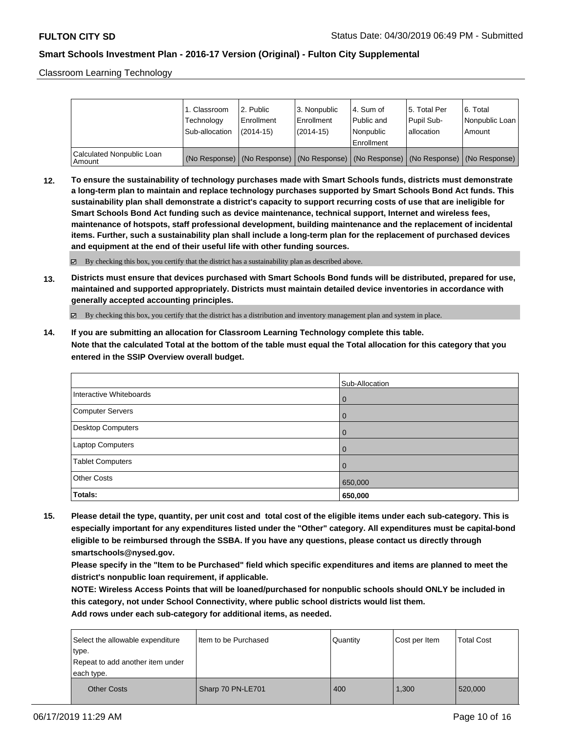Classroom Learning Technology

| | 1. Classroom Technology Sub-allocation | 2. Public Enrollment (2014-15) | 3. Nonpublic Enrollment (2014-15) | 4. Sum of Public and Nonpublic Enrollment | 5. Total Per Pupil Sub-allocation | 6. Total Nonpublic Loan Amount |
|---|---|---|---|---|---|---|
| Calculated Nonpublic Loan Amount | (No Response) | (No Response) | (No Response) | (No Response) | (No Response) | (No Response) |

**12. To ensure the sustainability of technology purchases made with Smart Schools funds, districts must demonstrate a long-term plan to maintain and replace technology purchases supported by Smart Schools Bond Act funds. This sustainability plan shall demonstrate a district's capacity to support recurring costs of use that are ineligible for Smart Schools Bond Act funding such as device maintenance, technical support, Internet and wireless fees, maintenance of hotspots, staff professional development, building maintenance and the replacement of incidental items. Further, such a sustainability plan shall include a long-term plan for the replacement of purchased devices and equipment at the end of their useful life with other funding sources.**

☑ By checking this box, you certify that the district has a sustainability plan as described above.

**13. Districts must ensure that devices purchased with Smart Schools Bond funds will be distributed, prepared for use, maintained and supported appropriately. Districts must maintain detailed device inventories in accordance with generally accepted accounting principles.**

☑ By checking this box, you certify that the district has a distribution and inventory management plan and system in place.

**14. If you are submitting an allocation for Classroom Learning Technology complete this table.**
**Note that the calculated Total at the bottom of the table must equal the Total allocation for this category that you entered in the SSIP Overview overall budget.**

| | Sub-Allocation |
|---|---|
| Interactive Whiteboards | 0 |
| Computer Servers | 0 |
| Desktop Computers | 0 |
| Laptop Computers | 0 |
| Tablet Computers | 0 |
| Other Costs | 650,000 |
| **Totals:** | **650,000** |

**15. Please detail the type, quantity, per unit cost and total cost of the eligible items under each sub-category. This is especially important for any expenditures listed under the "Other" category. All expenditures must be capital-bond eligible to be reimbursed through the SSBA. If you have any questions, please contact us directly through smartschools@nysed.gov.**
**Please specify in the "Item to be Purchased" field which specific expenditures and items are planned to meet the district's nonpublic loan requirement, if applicable.**
**NOTE: Wireless Access Points that will be loaned/purchased for nonpublic schools should ONLY be included in this category, not under School Connectivity, where public school districts would list them.**
**Add rows under each sub-category for additional items, as needed.**

| Select the allowable expenditure type. Repeat to add another item under each type. | Item to be Purchased | Quantity | Cost per Item | Total Cost |
|---|---|---|---|---|
| Other Costs | Sharp 70 PN-LE701 | 400 | 1,300 | 520,000 |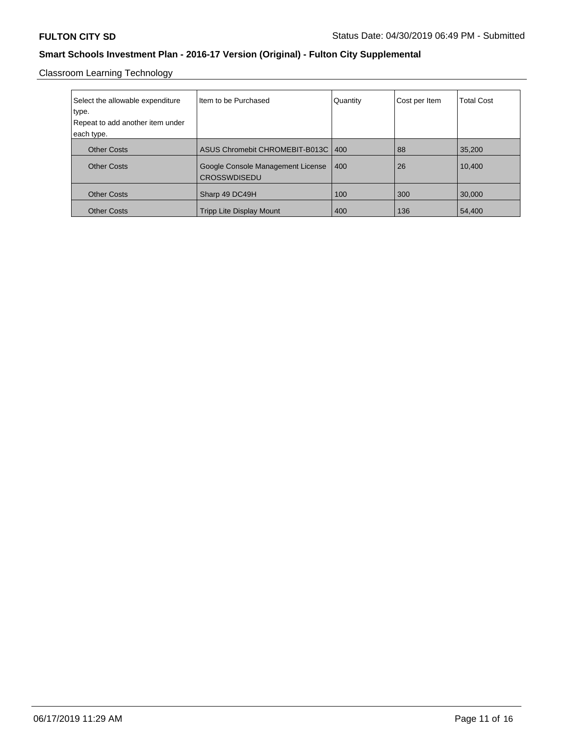**FULTON CITY SD** Status Date: 04/30/2019 06:49 PM - Submitted

## Smart Schools Investment Plan - 2016-17 Version (Original) - Fulton City Supplemental

Classroom Learning Technology

| Select the allowable expenditure type. Repeat to add another item under each type. | Item to be Purchased | Quantity | Cost per Item | Total Cost |
|---|---|---|---|---|
| Other Costs | ASUS Chromebit CHROMEBIT-B013C | 400 | 88 | 35,200 |
| Other Costs | Google Console Management License CROSSWDISEDU | 400 | 26 | 10,400 |
| Other Costs | Sharp 49 DC49H | 100 | 300 | 30,000 |
| Other Costs | Tripp Lite Display Mount | 400 | 136 | 54,400 |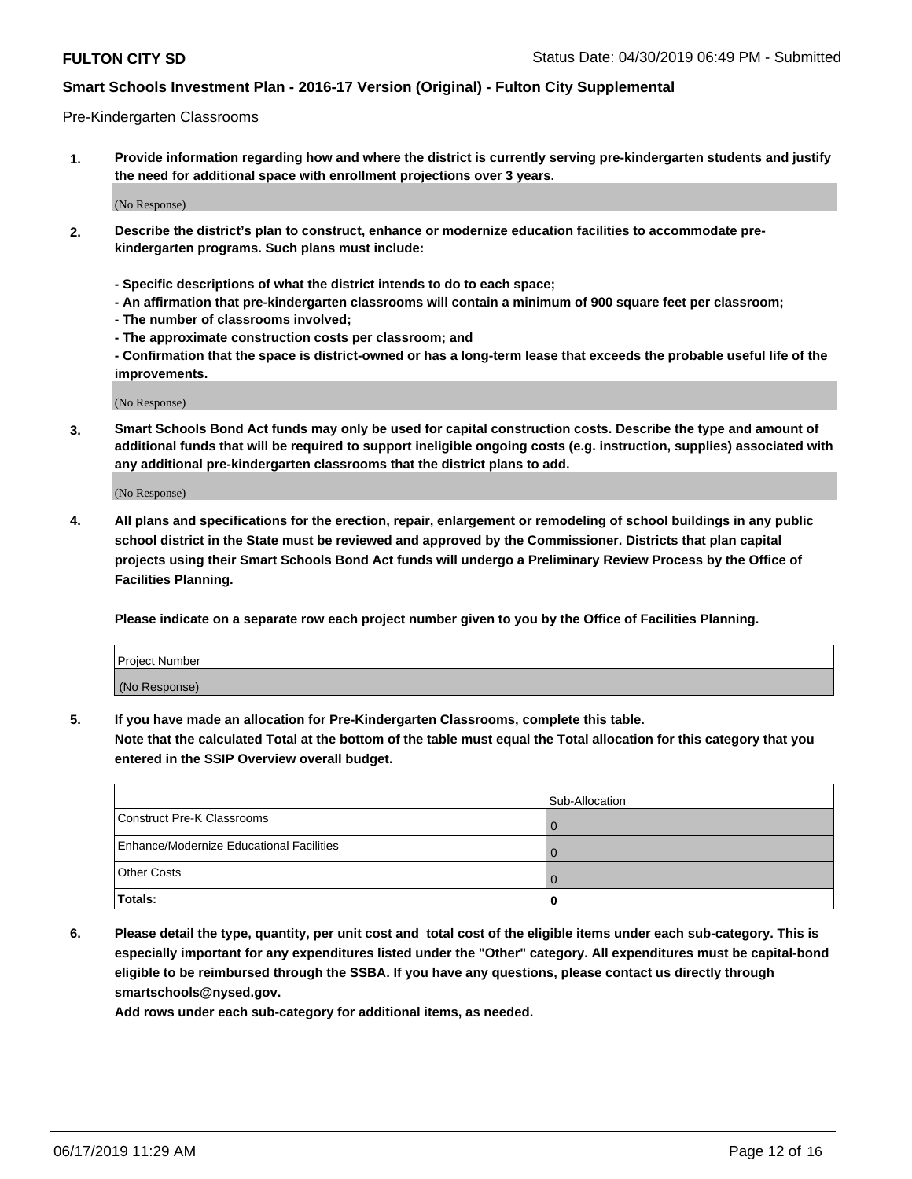Pre-Kindergarten Classrooms

**1. Provide information regarding how and where the district is currently serving pre-kindergarten students and justify the need for additional space with enrollment projections over 3 years.**

(No Response)

**2. Describe the district's plan to construct, enhance or modernize education facilities to accommodate pre-kindergarten programs. Such plans must include:**

**- Specific descriptions of what the district intends to do to each space;**
**- An affirmation that pre-kindergarten classrooms will contain a minimum of 900 square feet per classroom;**
**- The number of classrooms involved;**
**- The approximate construction costs per classroom; and**
**- Confirmation that the space is district-owned or has a long-term lease that exceeds the probable useful life of the improvements.**

(No Response)

**3. Smart Schools Bond Act funds may only be used for capital construction costs. Describe the type and amount of additional funds that will be required to support ineligible ongoing costs (e.g. instruction, supplies) associated with any additional pre-kindergarten classrooms that the district plans to add.**

(No Response)

**4. All plans and specifications for the erection, repair, enlargement or remodeling of school buildings in any public school district in the State must be reviewed and approved by the Commissioner. Districts that plan capital projects using their Smart Schools Bond Act funds will undergo a Preliminary Review Process by the Office of Facilities Planning.**

**Please indicate on a separate row each project number given to you by the Office of Facilities Planning.**

| Project Number |
| --- |
| (No Response) |

**5. If you have made an allocation for Pre-Kindergarten Classrooms, complete this table.**
**Note that the calculated Total at the bottom of the table must equal the Total allocation for this category that you entered in the SSIP Overview overall budget.**

| | Sub-Allocation |
| --- | --- |
| Construct Pre-K Classrooms | 0 |
| Enhance/Modernize Educational Facilities | 0 |
| Other Costs | 0 |
| **Totals:** | **0** |

**6. Please detail the type, quantity, per unit cost and total cost of the eligible items under each sub-category. This is especially important for any expenditures listed under the "Other" category. All expenditures must be capital-bond eligible to be reimbursed through the SSBA. If you have any questions, please contact us directly through smartschools@nysed.gov.**
**Add rows under each sub-category for additional items, as needed.**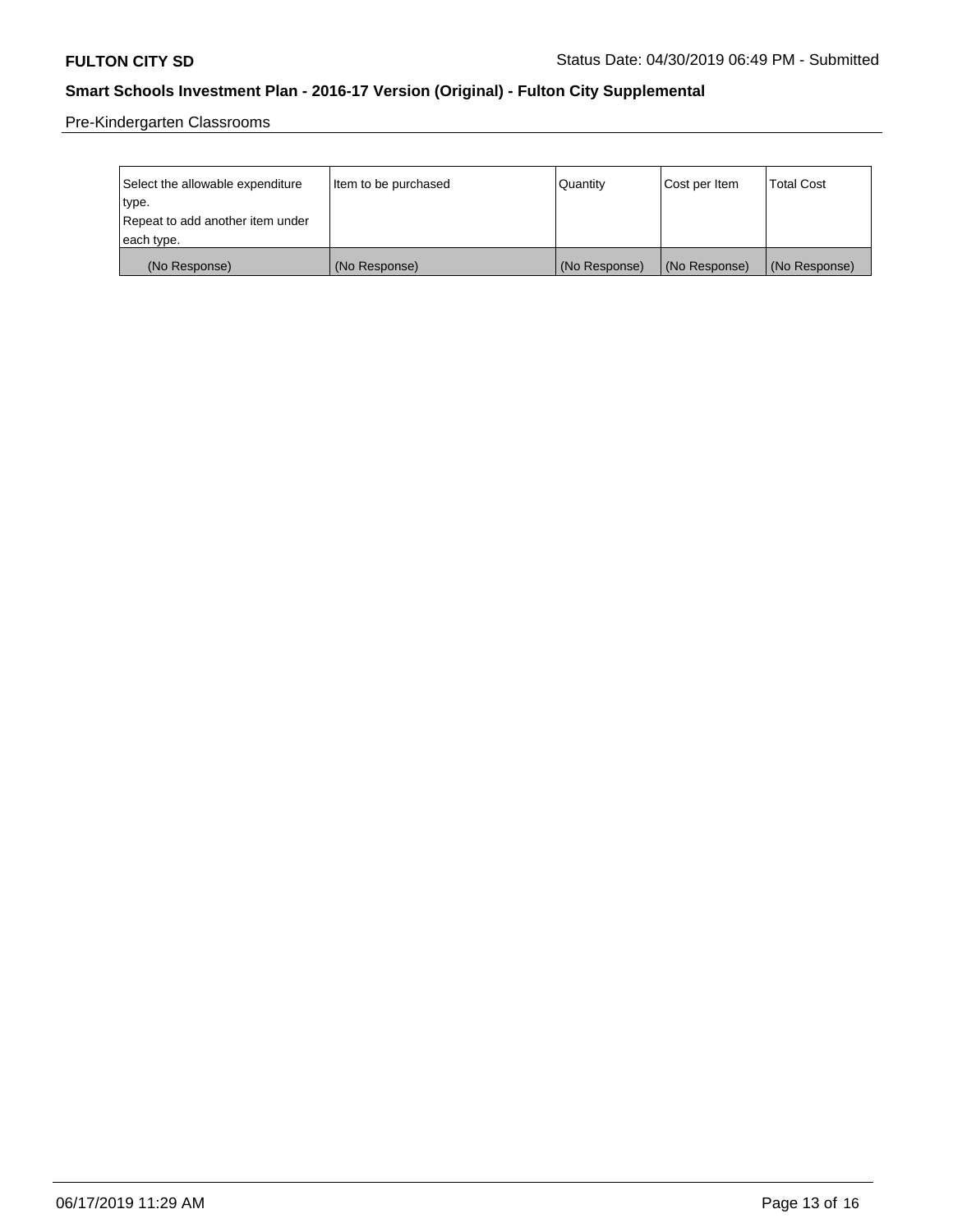Pre-Kindergarten Classrooms

| Select the allowable expenditure type. Repeat to add another item under each type. | Item to be purchased | Quantity | Cost per Item | Total Cost |
|---|---|---|---|---|
| (No Response) | (No Response) | (No Response) | (No Response) | (No Response) |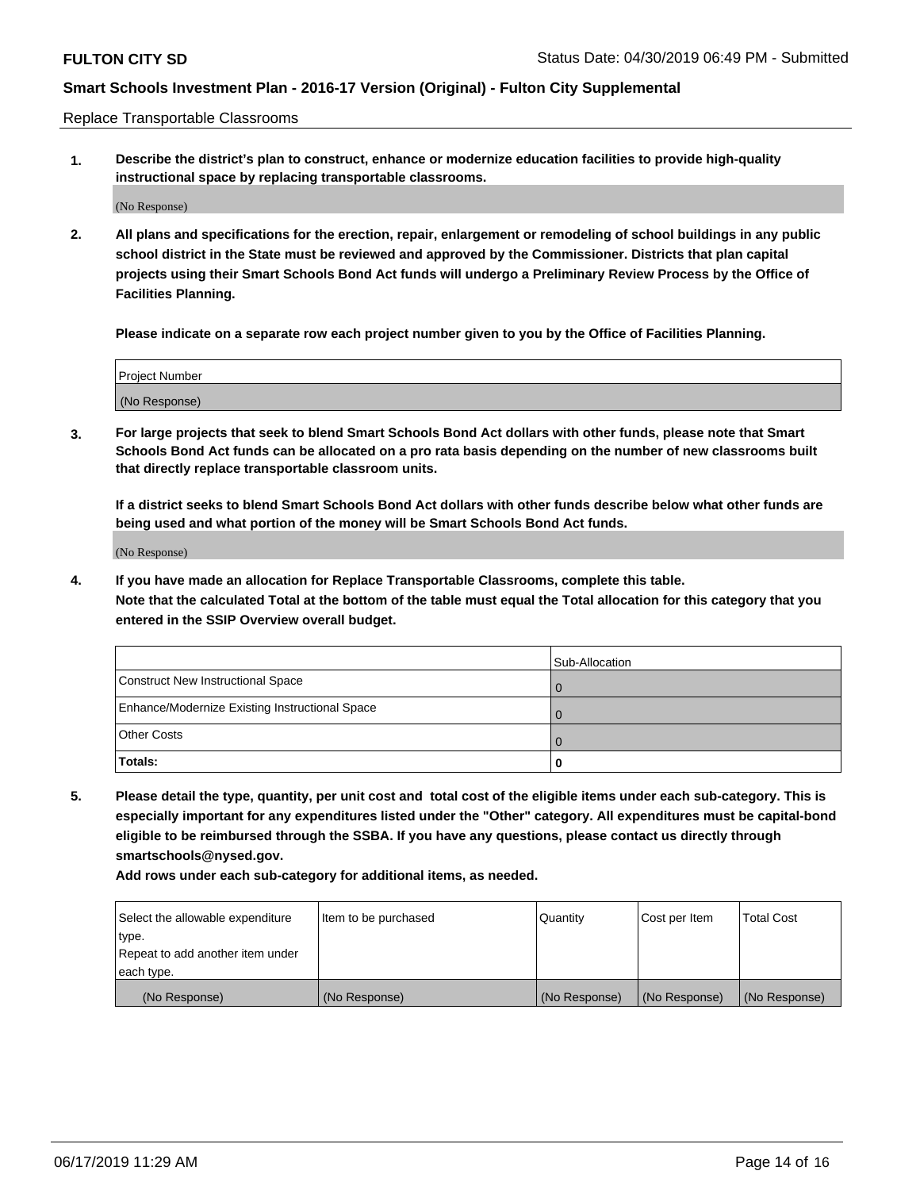Replace Transportable Classrooms

**1. Describe the district's plan to construct, enhance or modernize education facilities to provide high-quality instructional space by replacing transportable classrooms.**

(No Response)

**2. All plans and specifications for the erection, repair, enlargement or remodeling of school buildings in any public school district in the State must be reviewed and approved by the Commissioner. Districts that plan capital projects using their Smart Schools Bond Act funds will undergo a Preliminary Review Process by the Office of Facilities Planning.**

**Please indicate on a separate row each project number given to you by the Office of Facilities Planning.**

| Project Number |
| --- |
| (No Response) |

**3. For large projects that seek to blend Smart Schools Bond Act dollars with other funds, please note that Smart Schools Bond Act funds can be allocated on a pro rata basis depending on the number of new classrooms built that directly replace transportable classroom units.**

**If a district seeks to blend Smart Schools Bond Act dollars with other funds describe below what other funds are being used and what portion of the money will be Smart Schools Bond Act funds.**

(No Response)

**4. If you have made an allocation for Replace Transportable Classrooms, complete this table. Note that the calculated Total at the bottom of the table must equal the Total allocation for this category that you entered in the SSIP Overview overall budget.**

| | Sub-Allocation |
| --- | --- |
| Construct New Instructional Space | 0 |
| Enhance/Modernize Existing Instructional Space | 0 |
| Other Costs | 0 |
| **Totals:** | **0** |

**5. Please detail the type, quantity, per unit cost and total cost of the eligible items under each sub-category. This is especially important for any expenditures listed under the "Other" category. All expenditures must be capital-bond eligible to be reimbursed through the SSBA. If you have any questions, please contact us directly through smartschools@nysed.gov.**

**Add rows under each sub-category for additional items, as needed.**

| Select the allowable expenditure type. Repeat to add another item under each type. | Item to be purchased | Quantity | Cost per Item | Total Cost |
| --- | --- | --- | --- | --- |
| (No Response) | (No Response) | (No Response) | (No Response) | (No Response) |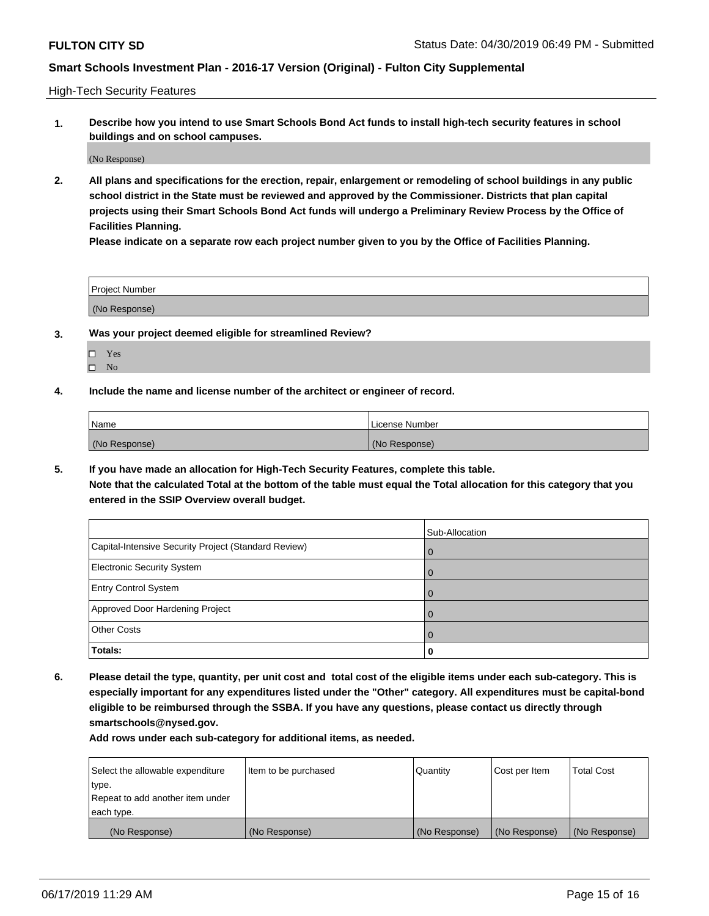## High-Tech Security Features

**1. Describe how you intend to use Smart Schools Bond Act funds to install high-tech security features in school buildings and on school campuses.**

(No Response)

**2. All plans and specifications for the erection, repair, enlargement or remodeling of school buildings in any public school district in the State must be reviewed and approved by the Commissioner. Districts that plan capital projects using their Smart Schools Bond Act funds will undergo a Preliminary Review Process by the Office of Facilities Planning.**

**Please indicate on a separate row each project number given to you by the Office of Facilities Planning.**

| Project Number |
| --- |
| (No Response) |

**3. Was your project deemed eligible for streamlined Review?**

- ☐ Yes
- ☐ No

**4. Include the name and license number of the architect or engineer of record.**

| Name | License Number |
| --- | --- |
| (No Response) | (No Response) |

**5. If you have made an allocation for High-Tech Security Features, complete this table.**
**Note that the calculated Total at the bottom of the table must equal the Total allocation for this category that you entered in the SSIP Overview overall budget.**

| | Sub-Allocation |
| --- | --- |
| Capital-Intensive Security Project (Standard Review) | 0 |
| Electronic Security System | 0 |
| Entry Control System | 0 |
| Approved Door Hardening Project | 0 |
| Other Costs | 0 |
| **Totals:** | **0** |

**6. Please detail the type, quantity, per unit cost and total cost of the eligible items under each sub-category. This is especially important for any expenditures listed under the "Other" category. All expenditures must be capital-bond eligible to be reimbursed through the SSBA. If you have any questions, please contact us directly through smartschools@nysed.gov.**

**Add rows under each sub-category for additional items, as needed.**

| Select the allowable expenditure type. Repeat to add another item under each type. | Item to be purchased | Quantity | Cost per Item | Total Cost |
| --- | --- | --- | --- | --- |
| (No Response) | (No Response) | (No Response) | (No Response) | (No Response) |